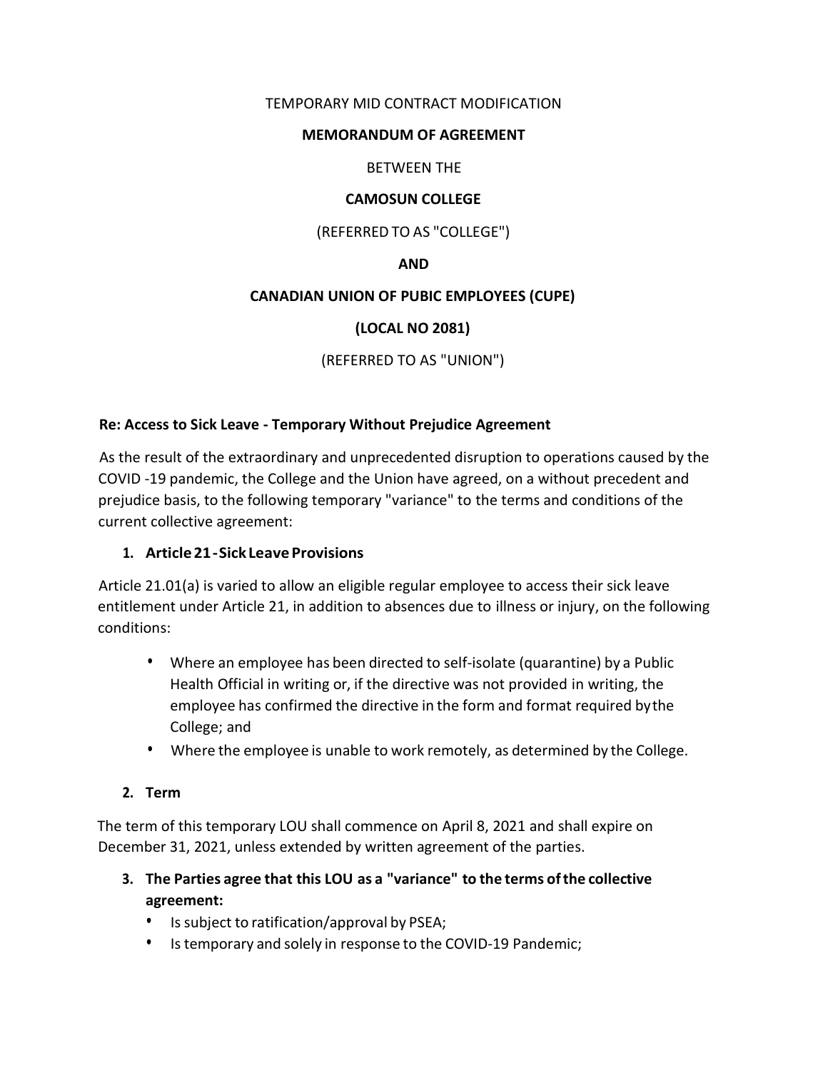TEMPORARY MID CONTRACT MODIFICATION

**MEMORANDUM OF AGREEMENT**

BETWEEN THE

**CAMOSUN COLLEGE**

(REFERRED TO AS "COLLEGE")

**AND**

**CANADIAN UNION OF PUBIC EMPLOYEES (CUPE)**

**(LOCAL NO 2081)**

(REFERRED TO AS "UNION")

**Re: Access to Sick Leave - Temporary Without Prejudice Agreement**

As the result of the extraordinary and unprecedented disruption to operations caused by the COVID -19 pandemic, the College and the Union have agreed, on a without precedent and prejudice basis, to the following temporary "variance" to the terms and conditions of the current collective agreement:

1. **Article 21 - Sick Leave Provisions**

Article 21.01(a) is varied to allow an eligible regular employee to access their sick leave entitlement under Article 21, in addition to absences due to illness or injury, on the following conditions:

- Where an employee has been directed to self-isolate (quarantine) by a Public Health Official in writing or, if the directive was not provided in writing, the employee has confirmed the directive in the form and format required by the College; and
- Where the employee is unable to work remotely, as determined by the College.

2. **Term**

The term of this temporary LOU shall commence on April 8, 2021 and shall expire on December 31, 2021, unless extended by written agreement of the parties.

3. **The Parties agree that this LOU as a "variance" to the terms of the collective agreement:**
   - Is subject to ratification/approval by PSEA;
   - Is temporary and solely in response to the COVID-19 Pandemic;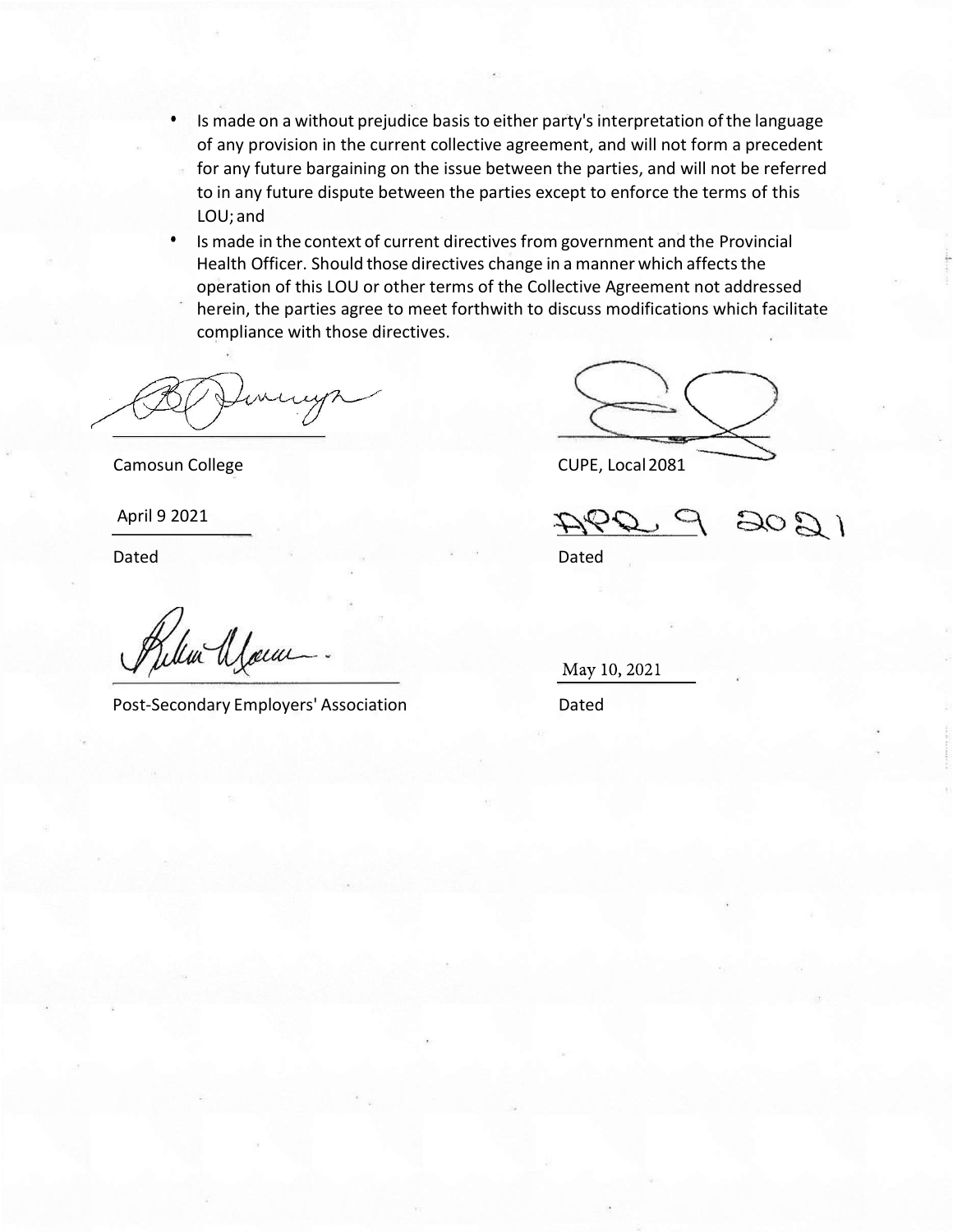- Is made on a without prejudice basis to either party's interpretation of the language of any provision in the current collective agreement, and will not form a precedent for any future bargaining on the issue between the parties, and will not be referred to in any future dispute between the parties except to enforce the terms of this LOU; and
- Is made in the context of current directives from government and the Provincial Health Officer. Should those directives change in a manner which affects the operation of this LOU or other terms of the Collective Agreement not addressed herein, the parties agree to meet forthwith to discuss modifications which facilitate compliance with those directives.

| | |
|---|---|
| Camosun College | CUPE, Local 2081 |
| April 9 2021 | APR. 9 2021 |
| Dated | Dated |

| | |
|---|---|
| Post-Secondary Employers' Association | May 10, 2021 |
| | Dated |